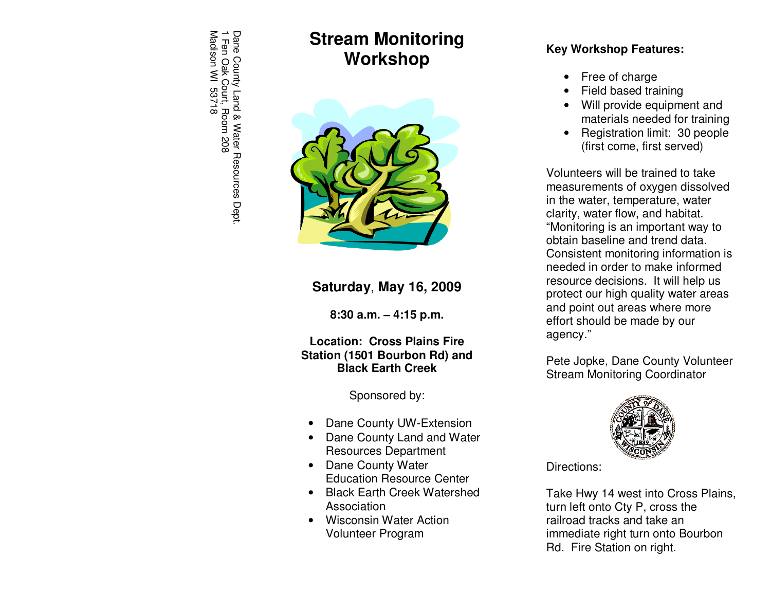Dane County Land & Water Resources Dept.
1 Fen Oak Court, Room 208
Madison WI 53718

# Stream Monitoring Workshop

**Saturday, May 16, 2009**

**8:30 a.m. – 4:15 p.m.**

**Location: Cross Plains Fire Station (1501 Bourbon Rd) and Black Earth Creek**

Sponsored by:

- Dane County UW-Extension
- Dane County Land and Water Resources Department
- Dane County Water Education Resource Center
- Black Earth Creek Watershed Association
- Wisconsin Water Action Volunteer Program

**Key Workshop Features:**

- Free of charge
- Field based training
- Will provide equipment and materials needed for training
- Registration limit: 30 people (first come, first served)

Volunteers will be trained to take measurements of oxygen dissolved in the water, temperature, water clarity, water flow, and habitat. "Monitoring is an important way to obtain baseline and trend data. Consistent monitoring information is needed in order to make informed resource decisions. It will help us protect our high quality water areas and point out areas where more effort should be made by our agency."

Pete Jopke, Dane County Volunteer Stream Monitoring Coordinator

Directions:

Take Hwy 14 west into Cross Plains, turn left onto Cty P, cross the railroad tracks and take an immediate right turn onto Bourbon Rd. Fire Station on right.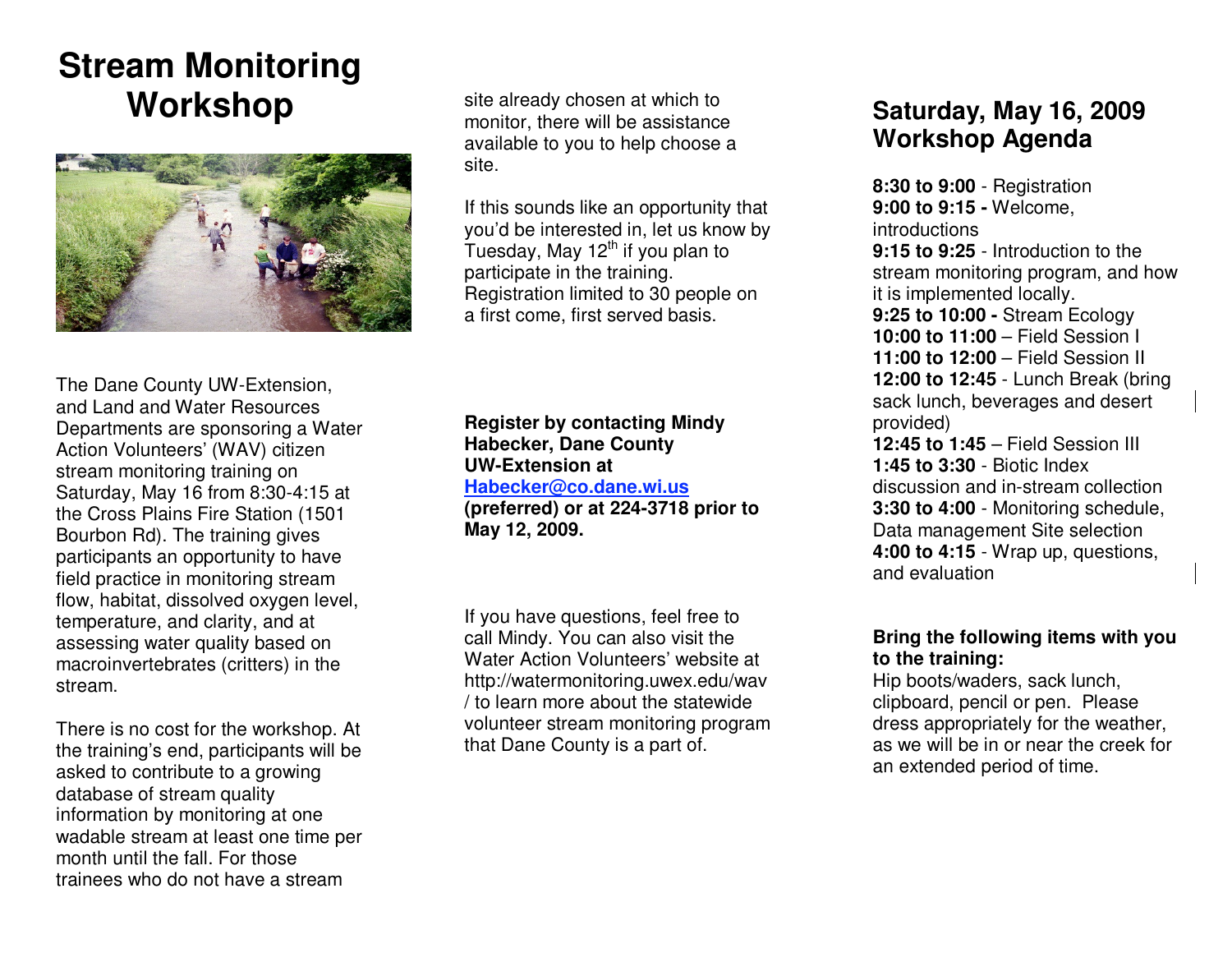# Stream Monitoring Workshop

The Dane County UW-Extension, and Land and Water Resources Departments are sponsoring a Water Action Volunteers' (WAV) citizen stream monitoring training on Saturday, May 16 from 8:30-4:15 at the Cross Plains Fire Station (1501 Bourbon Rd). The training gives participants an opportunity to have field practice in monitoring stream flow, habitat, dissolved oxygen level, temperature, and clarity, and at assessing water quality based on macroinvertebrates (critters) in the stream.

There is no cost for the workshop. At the training's end, participants will be asked to contribute to a growing database of stream quality information by monitoring at one wadable stream at least one time per month until the fall. For those trainees who do not have a stream site already chosen at which to monitor, there will be assistance available to you to help choose a site.

If this sounds like an opportunity that you'd be interested in, let us know by Tuesday, May 12th if you plan to participate in the training. Registration limited to 30 people on a first come, first served basis.

**Register by contacting Mindy Habecker, Dane County UW-Extension at [Habecker@co.dane.wi.us](mailto:Habecker@co.dane.wi.us) (preferred) or at 224-3718 prior to May 12, 2009.**

If you have questions, feel free to call Mindy. You can also visit the Water Action Volunteers' website at http://watermonitoring.uwex.edu/wav / to learn more about the statewide volunteer stream monitoring program that Dane County is a part of.

## Saturday, May 16, 2009 Workshop Agenda

**8:30 to 9:00** - Registration
**9:00 to 9:15 -** Welcome, introductions
**9:15 to 9:25** - Introduction to the stream monitoring program, and how it is implemented locally.
**9:25 to 10:00 -** Stream Ecology
**10:00 to 11:00** – Field Session I
**11:00 to 12:00** – Field Session II
**12:00 to 12:45** - Lunch Break (bring sack lunch, beverages and desert provided)
**12:45 to 1:45** – Field Session III
**1:45 to 3:30** - Biotic Index discussion and in-stream collection
**3:30 to 4:00** - Monitoring schedule, Data management Site selection
**4:00 to 4:15** - Wrap up, questions, and evaluation

**Bring the following items with you to the training:**
Hip boots/waders, sack lunch, clipboard, pencil or pen. Please dress appropriately for the weather, as we will be in or near the creek for an extended period of time.